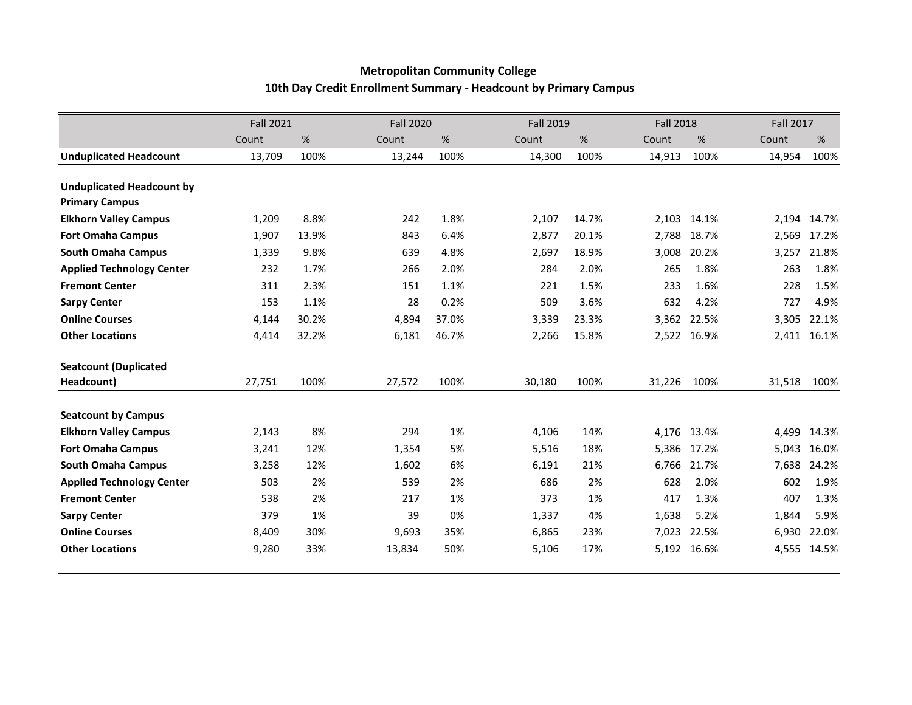# Metropolitan Community College

## 10th Day Credit Enrollment Summary - Headcount by Primary Campus

| | Fall 2021 | | Fall 2020 | | Fall 2019 | | Fall 2018 | | Fall 2017 | |
|---|---|---|---|---|---|---|---|---|---|---|
| | Count | % | Count | % | Count | % | Count | % | Count | % |
| **Unduplicated Headcount** | 13,709 | 100% | 13,244 | 100% | 14,300 | 100% | 14,913 | 100% | 14,954 | 100% |
| **Unduplicated Headcount by Primary Campus** | | | | | | | | | | |
| **Elkhorn Valley Campus** | 1,209 | 8.8% | 242 | 1.8% | 2,107 | 14.7% | 2,103 | 14.1% | 2,194 | 14.7% |
| **Fort Omaha Campus** | 1,907 | 13.9% | 843 | 6.4% | 2,877 | 20.1% | 2,788 | 18.7% | 2,569 | 17.2% |
| **South Omaha Campus** | 1,339 | 9.8% | 639 | 4.8% | 2,697 | 18.9% | 3,008 | 20.2% | 3,257 | 21.8% |
| **Applied Technology Center** | 232 | 1.7% | 266 | 2.0% | 284 | 2.0% | 265 | 1.8% | 263 | 1.8% |
| **Fremont Center** | 311 | 2.3% | 151 | 1.1% | 221 | 1.5% | 233 | 1.6% | 228 | 1.5% |
| **Sarpy Center** | 153 | 1.1% | 28 | 0.2% | 509 | 3.6% | 632 | 4.2% | 727 | 4.9% |
| **Online Courses** | 4,144 | 30.2% | 4,894 | 37.0% | 3,339 | 23.3% | 3,362 | 22.5% | 3,305 | 22.1% |
| **Other Locations** | 4,414 | 32.2% | 6,181 | 46.7% | 2,266 | 15.8% | 2,522 | 16.9% | 2,411 | 16.1% |
| **Seatcount (Duplicated Headcount)** | 27,751 | 100% | 27,572 | 100% | 30,180 | 100% | 31,226 | 100% | 31,518 | 100% |
| **Seatcount by Campus** | | | | | | | | | | |
| **Elkhorn Valley Campus** | 2,143 | 8% | 294 | 1% | 4,106 | 14% | 4,176 | 13.4% | 4,499 | 14.3% |
| **Fort Omaha Campus** | 3,241 | 12% | 1,354 | 5% | 5,516 | 18% | 5,386 | 17.2% | 5,043 | 16.0% |
| **South Omaha Campus** | 3,258 | 12% | 1,602 | 6% | 6,191 | 21% | 6,766 | 21.7% | 7,638 | 24.2% |
| **Applied Technology Center** | 503 | 2% | 539 | 2% | 686 | 2% | 628 | 2.0% | 602 | 1.9% |
| **Fremont Center** | 538 | 2% | 217 | 1% | 373 | 1% | 417 | 1.3% | 407 | 1.3% |
| **Sarpy Center** | 379 | 1% | 39 | 0% | 1,337 | 4% | 1,638 | 5.2% | 1,844 | 5.9% |
| **Online Courses** | 8,409 | 30% | 9,693 | 35% | 6,865 | 23% | 7,023 | 22.5% | 6,930 | 22.0% |
| **Other Locations** | 9,280 | 33% | 13,834 | 50% | 5,106 | 17% | 5,192 | 16.6% | 4,555 | 14.5% |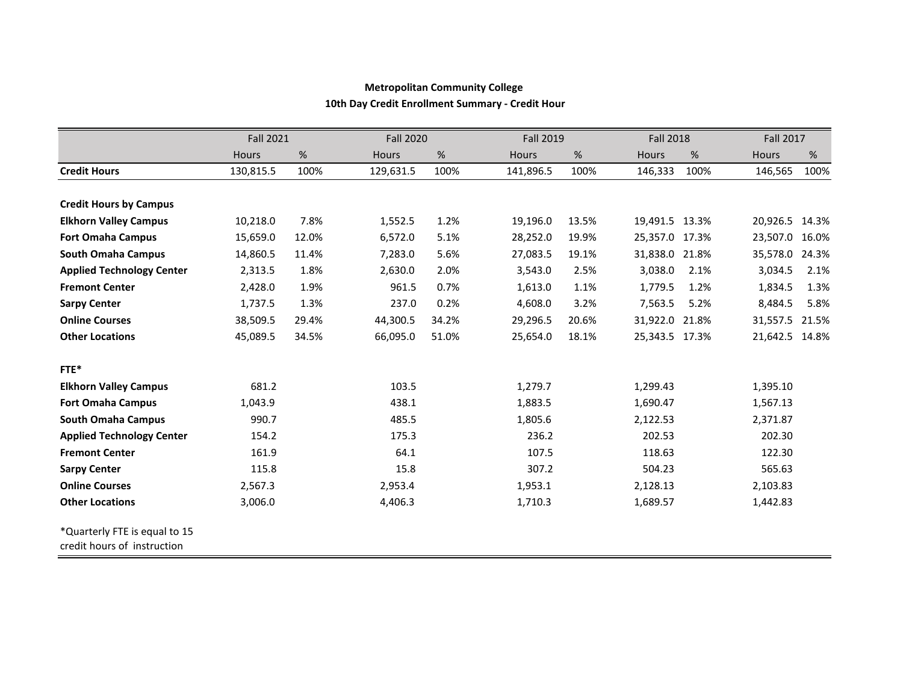**Metropolitan Community College**

**10th Day Credit Enrollment Summary - Credit Hour**

| | Fall 2021 | | Fall 2020 | | Fall 2019 | | Fall 2018 | | Fall 2017 | |
|---|---|---|---|---|---|---|---|---|---|---|
| | Hours | % | Hours | % | Hours | % | Hours | % | Hours | % |
| **Credit Hours** | 130,815.5 | 100% | 129,631.5 | 100% | 141,896.5 | 100% | 146,333 | 100% | 146,565 | 100% |
| | | | | | | | | | | |
| **Credit Hours by Campus** | | | | | | | | | | |
| **Elkhorn Valley Campus** | 10,218.0 | 7.8% | 1,552.5 | 1.2% | 19,196.0 | 13.5% | 19,491.5 | 13.3% | 20,926.5 | 14.3% |
| **Fort Omaha Campus** | 15,659.0 | 12.0% | 6,572.0 | 5.1% | 28,252.0 | 19.9% | 25,357.0 | 17.3% | 23,507.0 | 16.0% |
| **South Omaha Campus** | 14,860.5 | 11.4% | 7,283.0 | 5.6% | 27,083.5 | 19.1% | 31,838.0 | 21.8% | 35,578.0 | 24.3% |
| **Applied Technology Center** | 2,313.5 | 1.8% | 2,630.0 | 2.0% | 3,543.0 | 2.5% | 3,038.0 | 2.1% | 3,034.5 | 2.1% |
| **Fremont Center** | 2,428.0 | 1.9% | 961.5 | 0.7% | 1,613.0 | 1.1% | 1,779.5 | 1.2% | 1,834.5 | 1.3% |
| **Sarpy Center** | 1,737.5 | 1.3% | 237.0 | 0.2% | 4,608.0 | 3.2% | 7,563.5 | 5.2% | 8,484.5 | 5.8% |
| **Online Courses** | 38,509.5 | 29.4% | 44,300.5 | 34.2% | 29,296.5 | 20.6% | 31,922.0 | 21.8% | 31,557.5 | 21.5% |
| **Other Locations** | 45,089.5 | 34.5% | 66,095.0 | 51.0% | 25,654.0 | 18.1% | 25,343.5 | 17.3% | 21,642.5 | 14.8% |
| | | | | | | | | | | |
| **FTE*** | | | | | | | | | | |
| **Elkhorn Valley Campus** | 681.2 | | 103.5 | | 1,279.7 | | 1,299.43 | | 1,395.10 | |
| **Fort Omaha Campus** | 1,043.9 | | 438.1 | | 1,883.5 | | 1,690.47 | | 1,567.13 | |
| **South Omaha Campus** | 990.7 | | 485.5 | | 1,805.6 | | 2,122.53 | | 2,371.87 | |
| **Applied Technology Center** | 154.2 | | 175.3 | | 236.2 | | 202.53 | | 202.30 | |
| **Fremont Center** | 161.9 | | 64.1 | | 107.5 | | 118.63 | | 122.30 | |
| **Sarpy Center** | 115.8 | | 15.8 | | 307.2 | | 504.23 | | 565.63 | |
| **Online Courses** | 2,567.3 | | 2,953.4 | | 1,953.1 | | 2,128.13 | | 2,103.83 | |
| **Other Locations** | 3,006.0 | | 4,406.3 | | 1,710.3 | | 1,689.57 | | 1,442.83 | |

*Quarterly FTE is equal to 15 credit hours of instruction